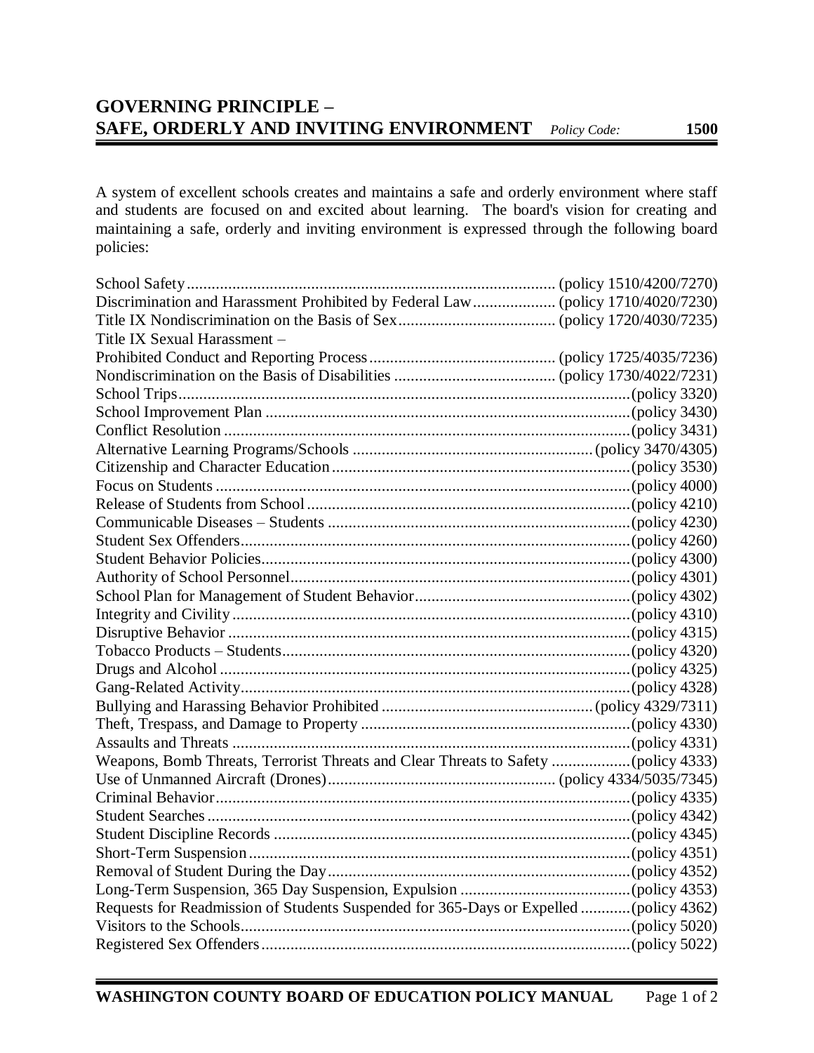# GOVERNING PRINCIPLE – SAFE, ORDERLY AND INVITING ENVIRONMENT

*Policy Code:* **1500**

A system of excellent schools creates and maintains a safe and orderly environment where staff and students are focused on and excited about learning. The board's vision for creating and maintaining a safe, orderly and inviting environment is expressed through the following board policies:

School Safety........................................................................................ (policy 1510/4200/7270)
Discrimination and Harassment Prohibited by Federal Law.................... (policy 1710/4020/7230)
Title IX Nondiscrimination on the Basis of Sex...................................... (policy 1720/4030/7235)
Title IX Sexual Harassment –
Prohibited Conduct and Reporting Process............................................ (policy 1725/4035/7236)
Nondiscrimination on the Basis of Disabilities ....................................... (policy 1730/4022/7231)
School Trips........................................................................................................(policy 3320)
School Improvement Plan ....................................................................................(policy 3430)
Conflict Resolution ..............................................................................................(policy 3431)
Alternative Learning Programs/Schools ......................................................... (policy 3470/4305)
Citizenship and Character Education.....................................................................(policy 3530)
Focus on Students ................................................................................................(policy 4000)
Release of Students from School..........................................................................(policy 4210)
Communicable Diseases – Students .....................................................................(policy 4230)
Student Sex Offenders..........................................................................................(policy 4260)
Student Behavior Policies.....................................................................................(policy 4300)
Authority of School Personnel..............................................................................(policy 4301)
School Plan for Management of Student Behavior.................................................(policy 4302)
Integrity and Civility............................................................................................(policy 4310)
Disruptive Behavior .............................................................................................(policy 4315)
Tobacco Products – Students................................................................................(policy 4320)
Drugs and Alcohol ...............................................................................................(policy 4325)
Gang-Related Activity..........................................................................................(policy 4328)
Bullying and Harassing Behavior Prohibited .................................................. (policy 4329/7311)
Theft, Trespass, and Damage to Property ..............................................................(policy 4330)
Assaults and Threats ............................................................................................(policy 4331)
Weapons, Bomb Threats, Terrorist Threats and Clear Threats to Safety ...................(policy 4333)
Use of Unmanned Aircraft (Drones)...................................................... (policy 4334/5035/7345)
Criminal Behavior................................................................................................(policy 4335)
Student Searches .................................................................................................(policy 4342)
Student Discipline Records ..................................................................................(policy 4345)
Short-Term Suspension ........................................................................................(policy 4351)
Removal of Student During the Day.......................................................................(policy 4352)
Long-Term Suspension, 365 Day Suspension, Expulsion .........................................(policy 4353)
Requests for Readmission of Students Suspended for 365-Days or Expelled ............(policy 4362)
Visitors to the Schools..........................................................................................(policy 5020)
Registered Sex Offenders......................................................................................(policy 5022)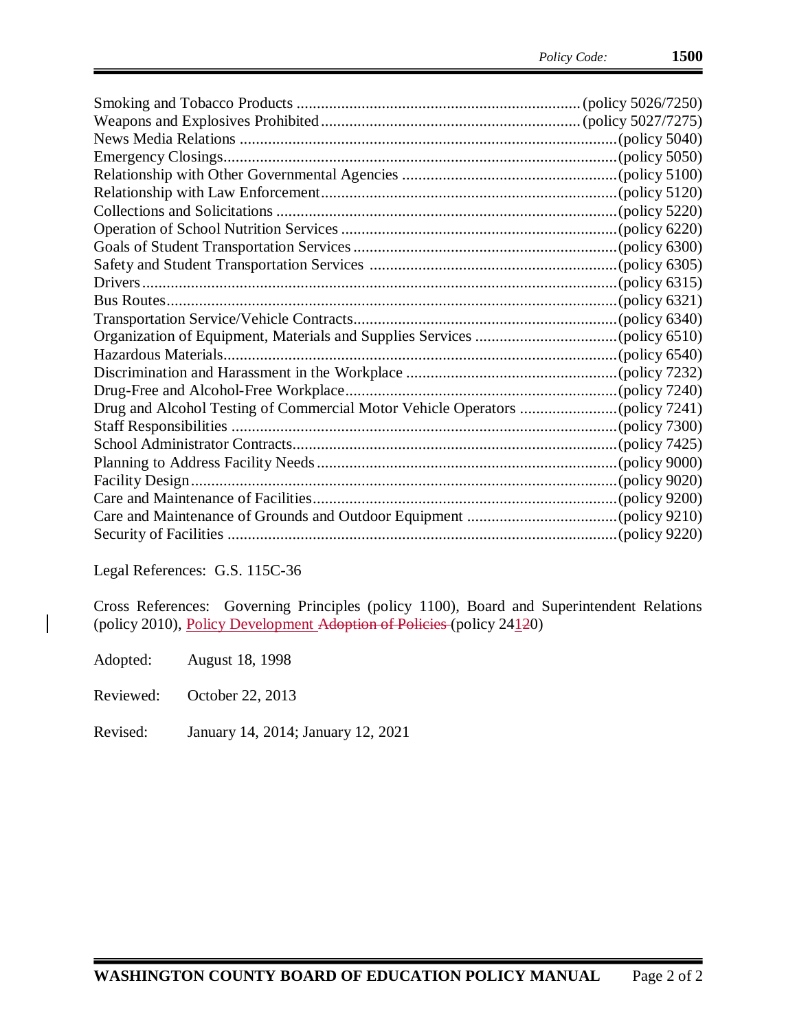Smoking and Tobacco Products ...................................................................... (policy 5026/7250)
Weapons and Explosives Prohibited ............................................................... (policy 5027/7275)
News Media Relations ............................................................................................ (policy 5040)
Emergency Closings ................................................................................................ (policy 5050)
Relationship with Other Governmental Agencies .................................................... (policy 5100)
Relationship with Law Enforcement ........................................................................ (policy 5120)
Collections and Solicitations .................................................................................. (policy 5220)
Operation of School Nutrition Services ................................................................... (policy 6220)
Goals of Student Transportation Services ............................................................... (policy 6300)
Safety and Student Transportation Services ............................................................ (policy 6305)
Drivers .................................................................................................................... (policy 6315)
Bus Routes .............................................................................................................. (policy 6321)
Transportation Service/Vehicle Contracts ................................................................ (policy 6340)
Organization of Equipment, Materials and Supplies Services .................................. (policy 6510)
Hazardous Materials ................................................................................................ (policy 6540)
Discrimination and Harassment in the Workplace ................................................... (policy 7232)
Drug-Free and Alcohol-Free Workplace .................................................................. (policy 7240)
Drug and Alcohol Testing of Commercial Motor Vehicle Operators ........................ (policy 7241)
Staff Responsibilities .............................................................................................. (policy 7300)
School Administrator Contracts ............................................................................... (policy 7425)
Planning to Address Facility Needs ......................................................................... (policy 9000)
Facility Design ........................................................................................................ (policy 9020)
Care and Maintenance of Facilities .......................................................................... (policy 9200)
Care and Maintenance of Grounds and Outdoor Equipment .................................... (policy 9210)
Security of Facilities ............................................................................................... (policy 9220)

Legal References: G.S. 115C-36

Cross References: Governing Principles (policy 1100), Board and Superintendent Relations (policy 2010), Policy Development ~~Adoption of Policies~~ (policy 24~~1~~20)

Adopted: August 18, 1998

Reviewed: October 22, 2013

Revised: January 14, 2014; January 12, 2021